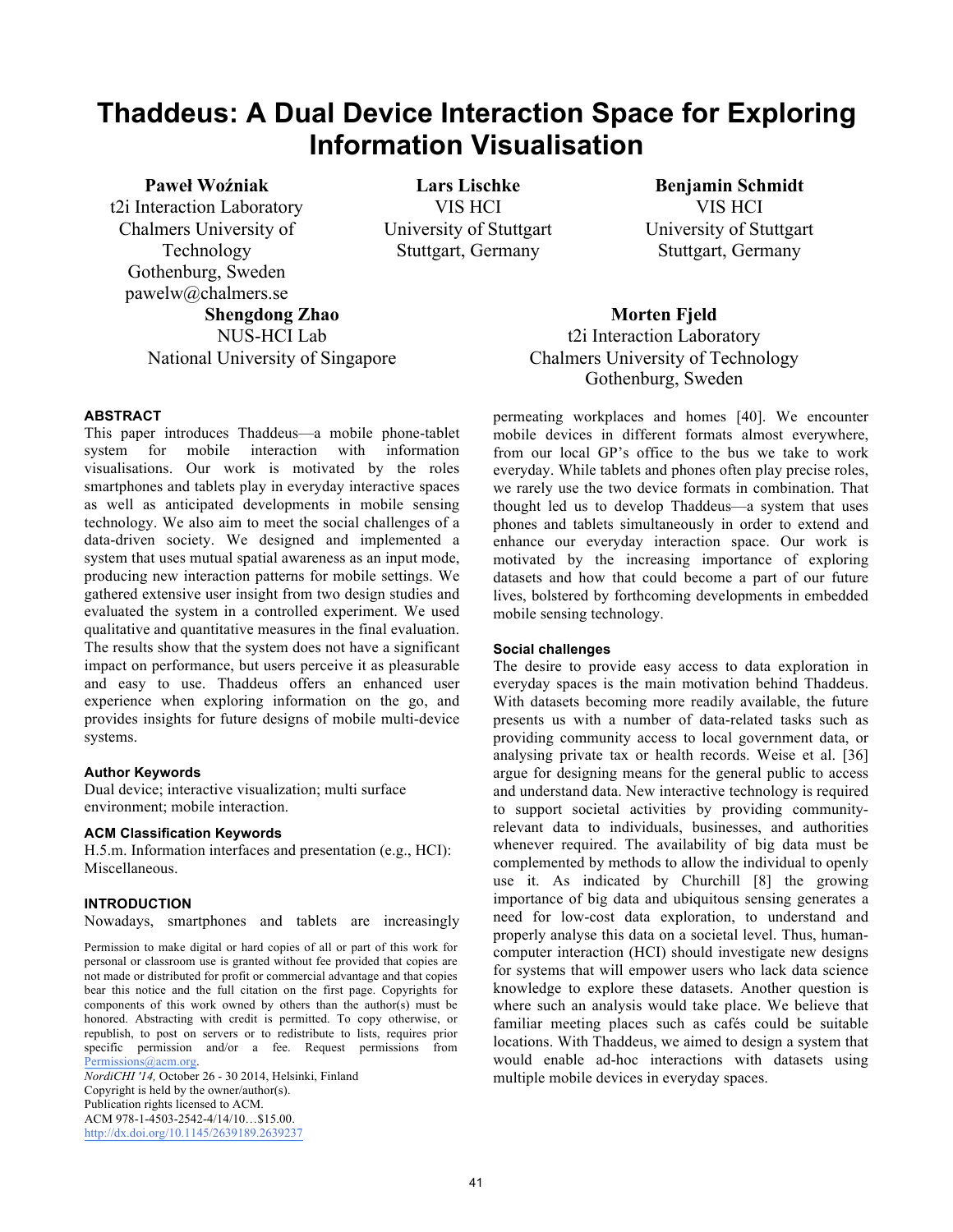# Thaddeus: A Dual Device Interaction Space for Exploring Information Visualisation

**Paweł Woźniak**
t2i Interaction Laboratory
Chalmers University of Technology
Gothenburg, Sweden
pawelw@chalmers.se

**Lars Lischke**
VIS HCI
University of Stuttgart
Stuttgart, Germany

**Benjamin Schmidt**
VIS HCI
University of Stuttgart
Stuttgart, Germany

**Shengdong Zhao**
NUS-HCI Lab
National University of Singapore

**Morten Fjeld**
t2i Interaction Laboratory
Chalmers University of Technology
Gothenburg, Sweden

## ABSTRACT

This paper introduces Thaddeus—a mobile phone-tablet system for mobile interaction with information visualisations. Our work is motivated by the roles smartphones and tablets play in everyday interactive spaces as well as anticipated developments in mobile sensing technology. We also aim to meet the social challenges of a data-driven society. We designed and implemented a system that uses mutual spatial awareness as an input mode, producing new interaction patterns for mobile settings. We gathered extensive user insight from two design studies and evaluated the system in a controlled experiment. We used qualitative and quantitative measures in the final evaluation. The results show that the system does not have a significant impact on performance, but users perceive it as pleasurable and easy to use. Thaddeus offers an enhanced user experience when exploring information on the go, and provides insights for future designs of mobile multi-device systems.

### Author Keywords

Dual device; interactive visualization; multi surface environment; mobile interaction.

### ACM Classification Keywords

H.5.m. Information interfaces and presentation (e.g., HCI): Miscellaneous.

## INTRODUCTION

Nowadays, smartphones and tablets are increasingly permeating workplaces and homes [40]. We encounter mobile devices in different formats almost everywhere, from our local GP's office to the bus we take to work everyday. While tablets and phones often play precise roles, we rarely use the two device formats in combination. That thought led us to develop Thaddeus—a system that uses phones and tablets simultaneously in order to extend and enhance our everyday interaction space. Our work is motivated by the increasing importance of exploring datasets and how that could become a part of our future lives, bolstered by forthcoming developments in embedded mobile sensing technology.

### Social challenges

The desire to provide easy access to data exploration in everyday spaces is the main motivation behind Thaddeus. With datasets becoming more readily available, the future presents us with a number of data-related tasks such as providing community access to local government data, or analysing private tax or health records. Weise et al. [36] argue for designing means for the general public to access and understand data. New interactive technology is required to support societal activities by providing community-relevant data to individuals, businesses, and authorities whenever required. The availability of big data must be complemented by methods to allow the individual to openly use it. As indicated by Churchill [8] the growing importance of big data and ubiquitous sensing generates a need for low-cost data exploration, to understand and properly analyse this data on a societal level. Thus, human-computer interaction (HCI) should investigate new designs for systems that will empower users who lack data science knowledge to explore these datasets. Another question is where such an analysis would take place. We believe that familiar meeting places such as cafés could be suitable locations. With Thaddeus, we aimed to design a system that would enable ad-hoc interactions with datasets using multiple mobile devices in everyday spaces.

Permission to make digital or hard copies of all or part of this work for personal or classroom use is granted without fee provided that copies are not made or distributed for profit or commercial advantage and that copies bear this notice and the full citation on the first page. Copyrights for components of this work owned by others than the author(s) must be honored. Abstracting with credit is permitted. To copy otherwise, or republish, to post on servers or to redistribute to lists, requires prior specific permission and/or a fee. Request permissions from Permissions@acm.org.
*NordiCHI '14,* October 26 - 30 2014, Helsinki, Finland
Copyright is held by the owner/author(s).
Publication rights licensed to ACM.
ACM 978-1-4503-2542-4/14/10…$15.00.
http://dx.doi.org/10.1145/2639189.2639237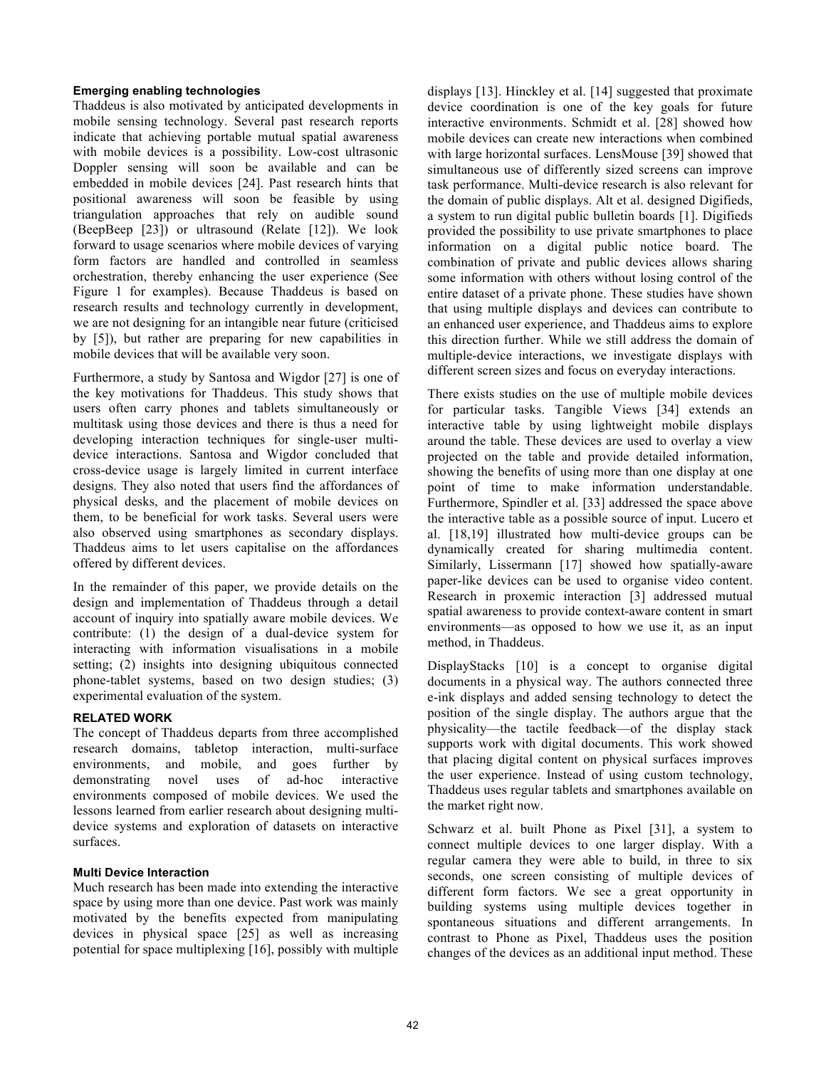### Emerging enabling technologies

Thaddeus is also motivated by anticipated developments in mobile sensing technology. Several past research reports indicate that achieving portable mutual spatial awareness with mobile devices is a possibility. Low-cost ultrasonic Doppler sensing will soon be available and can be embedded in mobile devices [24]. Past research hints that positional awareness will soon be feasible by using triangulation approaches that rely on audible sound (BeepBeep [23]) or ultrasound (Relate [12]). We look forward to usage scenarios where mobile devices of varying form factors are handled and controlled in seamless orchestration, thereby enhancing the user experience (See Figure 1 for examples). Because Thaddeus is based on research results and technology currently in development, we are not designing for an intangible near future (criticised by [5]), but rather are preparing for new capabilities in mobile devices that will be available very soon.

Furthermore, a study by Santosa and Wigdor [27] is one of the key motivations for Thaddeus. This study shows that users often carry phones and tablets simultaneously or multitask using those devices and there is thus a need for developing interaction techniques for single-user multi-device interactions. Santosa and Wigdor concluded that cross-device usage is largely limited in current interface designs. They also noted that users find the affordances of physical desks, and the placement of mobile devices on them, to be beneficial for work tasks. Several users were also observed using smartphones as secondary displays. Thaddeus aims to let users capitalise on the affordances offered by different devices.

In the remainder of this paper, we provide details on the design and implementation of Thaddeus through a detail account of inquiry into spatially aware mobile devices. We contribute: (1) the design of a dual-device system for interacting with information visualisations in a mobile setting; (2) insights into designing ubiquitous connected phone-tablet systems, based on two design studies; (3) experimental evaluation of the system.

## RELATED WORK

The concept of Thaddeus departs from three accomplished research domains, tabletop interaction, multi-surface environments, and mobile, and goes further by demonstrating novel uses of ad-hoc interactive environments composed of mobile devices. We used the lessons learned from earlier research about designing multi-device systems and exploration of datasets on interactive surfaces.

### Multi Device Interaction

Much research has been made into extending the interactive space by using more than one device. Past work was mainly motivated by the benefits expected from manipulating devices in physical space [25] as well as increasing potential for space multiplexing [16], possibly with multiple displays [13]. Hinckley et al. [14] suggested that proximate device coordination is one of the key goals for future interactive environments. Schmidt et al. [28] showed how mobile devices can create new interactions when combined with large horizontal surfaces. LensMouse [39] showed that simultaneous use of differently sized screens can improve task performance. Multi-device research is also relevant for the domain of public displays. Alt et al. designed Digifieds, a system to run digital public bulletin boards [1]. Digifieds provided the possibility to use private smartphones to place information on a digital public notice board. The combination of private and public devices allows sharing some information with others without losing control of the entire dataset of a private phone. These studies have shown that using multiple displays and devices can contribute to an enhanced user experience, and Thaddeus aims to explore this direction further. While we still address the domain of multiple-device interactions, we investigate displays with different screen sizes and focus on everyday interactions.

There exists studies on the use of multiple mobile devices for particular tasks. Tangible Views [34] extends an interactive table by using lightweight mobile displays around the table. These devices are used to overlay a view projected on the table and provide detailed information, showing the benefits of using more than one display at one point of time to make information understandable. Furthermore, Spindler et al. [33] addressed the space above the interactive table as a possible source of input. Lucero et al. [18,19] illustrated how multi-device groups can be dynamically created for sharing multimedia content. Similarly, Lissermann [17] showed how spatially-aware paper-like devices can be used to organise video content. Research in proxemic interaction [3] addressed mutual spatial awareness to provide context-aware content in smart environments—as opposed to how we use it, as an input method, in Thaddeus.

DisplayStacks [10] is a concept to organise digital documents in a physical way. The authors connected three e-ink displays and added sensing technology to detect the position of the single display. The authors argue that the physicality—the tactile feedback—of the display stack supports work with digital documents. This work showed that placing digital content on physical surfaces improves the user experience. Instead of using custom technology, Thaddeus uses regular tablets and smartphones available on the market right now.

Schwarz et al. built Phone as Pixel [31], a system to connect multiple devices to one larger display. With a regular camera they were able to build, in three to six seconds, one screen consisting of multiple devices of different form factors. We see a great opportunity in building systems using multiple devices together in spontaneous situations and different arrangements. In contrast to Phone as Pixel, Thaddeus uses the position changes of the devices as an additional input method. These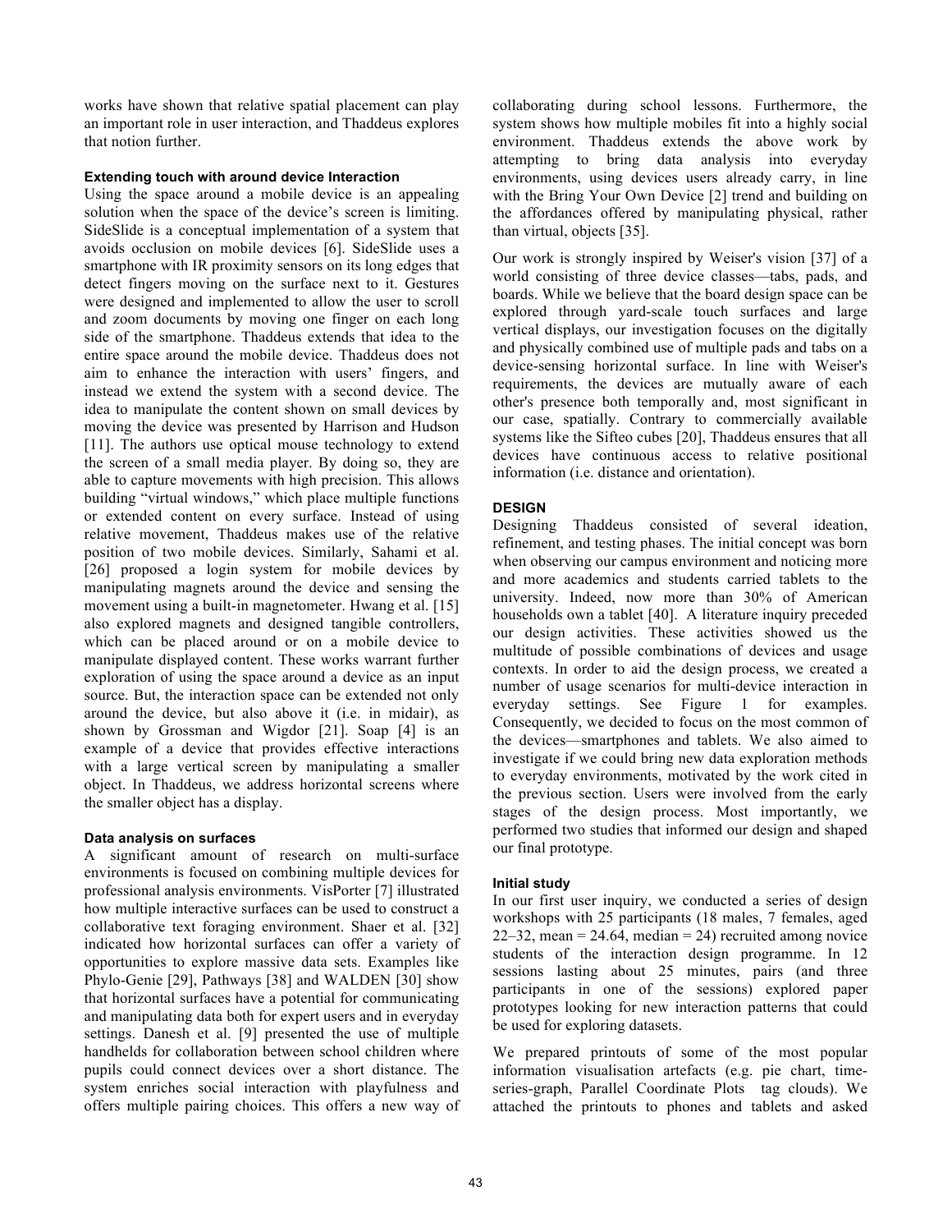works have shown that relative spatial placement can play an important role in user interaction, and Thaddeus explores that notion further.

### Extending touch with around device Interaction

Using the space around a mobile device is an appealing solution when the space of the device's screen is limiting. SideSlide is a conceptual implementation of a system that avoids occlusion on mobile devices [6]. SideSlide uses a smartphone with IR proximity sensors on its long edges that detect fingers moving on the surface next to it. Gestures were designed and implemented to allow the user to scroll and zoom documents by moving one finger on each long side of the smartphone. Thaddeus extends that idea to the entire space around the mobile device. Thaddeus does not aim to enhance the interaction with users' fingers, and instead we extend the system with a second device. The idea to manipulate the content shown on small devices by moving the device was presented by Harrison and Hudson [11]. The authors use optical mouse technology to extend the screen of a small media player. By doing so, they are able to capture movements with high precision. This allows building "virtual windows," which place multiple functions or extended content on every surface. Instead of using relative movement, Thaddeus makes use of the relative position of two mobile devices. Similarly, Sahami et al. [26] proposed a login system for mobile devices by manipulating magnets around the device and sensing the movement using a built-in magnetometer. Hwang et al. [15] also explored magnets and designed tangible controllers, which can be placed around or on a mobile device to manipulate displayed content. These works warrant further exploration of using the space around a device as an input source. But, the interaction space can be extended not only around the device, but also above it (i.e. in midair), as shown by Grossman and Wigdor [21]. Soap [4] is an example of a device that provides effective interactions with a large vertical screen by manipulating a smaller object. In Thaddeus, we address horizontal screens where the smaller object has a display.

### Data analysis on surfaces

A significant amount of research on multi-surface environments is focused on combining multiple devices for professional analysis environments. VisPorter [7] illustrated how multiple interactive surfaces can be used to construct a collaborative text foraging environment. Shaer et al. [32] indicated how horizontal surfaces can offer a variety of opportunities to explore massive data sets. Examples like Phylo-Genie [29], Pathways [38] and WALDEN [30] show that horizontal surfaces have a potential for communicating and manipulating data both for expert users and in everyday settings. Danesh et al. [9] presented the use of multiple handhelds for collaboration between school children where pupils could connect devices over a short distance. The system enriches social interaction with playfulness and offers multiple pairing choices. This offers a new way of collaborating during school lessons. Furthermore, the system shows how multiple mobiles fit into a highly social environment. Thaddeus extends the above work by attempting to bring data analysis into everyday environments, using devices users already carry, in line with the Bring Your Own Device [2] trend and building on the affordances offered by manipulating physical, rather than virtual, objects [35].

Our work is strongly inspired by Weiser's vision [37] of a world consisting of three device classes—tabs, pads, and boards. While we believe that the board design space can be explored through yard-scale touch surfaces and large vertical displays, our investigation focuses on the digitally and physically combined use of multiple pads and tabs on a device-sensing horizontal surface. In line with Weiser's requirements, the devices are mutually aware of each other's presence both temporally and, most significant in our case, spatially. Contrary to commercially available systems like the Sifteo cubes [20], Thaddeus ensures that all devices have continuous access to relative positional information (i.e. distance and orientation).

## DESIGN

Designing Thaddeus consisted of several ideation, refinement, and testing phases. The initial concept was born when observing our campus environment and noticing more and more academics and students carried tablets to the university. Indeed, now more than 30% of American households own a tablet [40]. A literature inquiry preceded our design activities. These activities showed us the multitude of possible combinations of devices and usage contexts. In order to aid the design process, we created a number of usage scenarios for multi-device interaction in everyday settings. See Figure 1 for examples. Consequently, we decided to focus on the most common of the devices—smartphones and tablets. We also aimed to investigate if we could bring new data exploration methods to everyday environments, motivated by the work cited in the previous section. Users were involved from the early stages of the design process. Most importantly, we performed two studies that informed our design and shaped our final prototype.

### Initial study

In our first user inquiry, we conducted a series of design workshops with 25 participants (18 males, 7 females, aged 22–32, mean = 24.64, median = 24) recruited among novice students of the interaction design programme. In 12 sessions lasting about 25 minutes, pairs (and three participants in one of the sessions) explored paper prototypes looking for new interaction patterns that could be used for exploring datasets.

We prepared printouts of some of the most popular information visualisation artefacts (e.g. pie chart, time-series-graph, Parallel Coordinate Plots tag clouds). We attached the printouts to phones and tablets and asked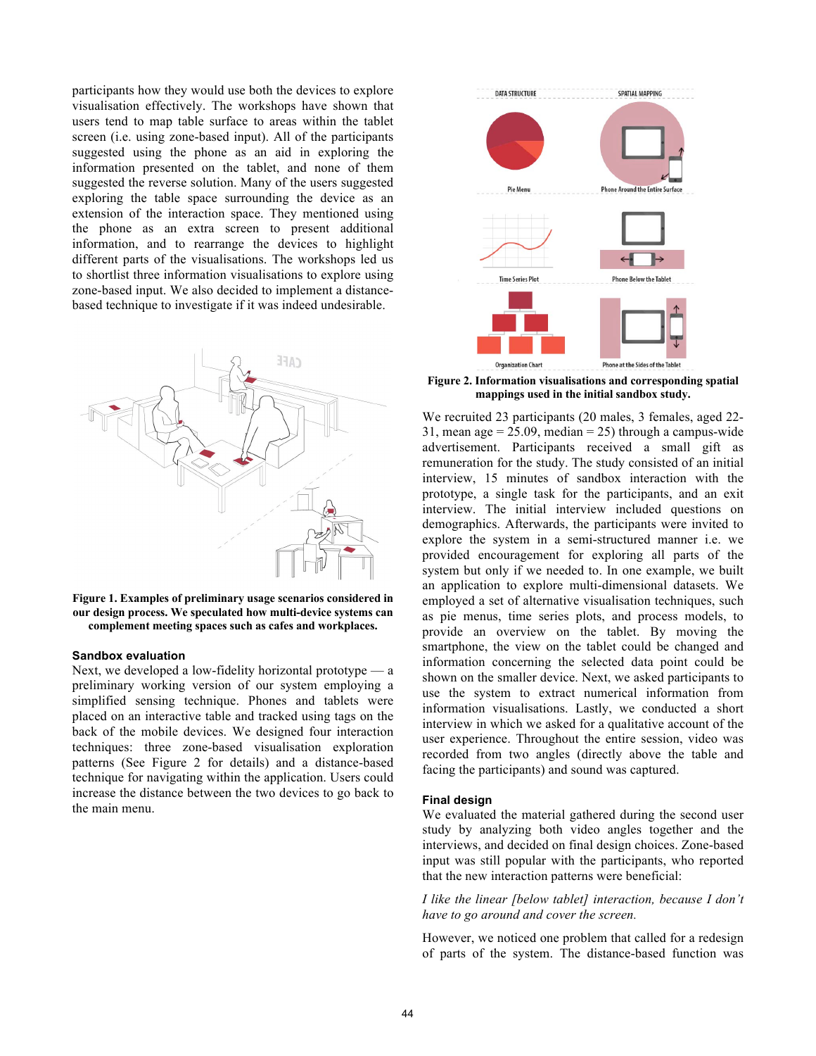participants how they would use both the devices to explore visualisation effectively. The workshops have shown that users tend to map table surface to areas within the tablet screen (i.e. using zone-based input). All of the participants suggested using the phone as an aid in exploring the information presented on the tablet, and none of them suggested the reverse solution. Many of the users suggested exploring the table space surrounding the device as an extension of the interaction space. They mentioned using the phone as an extra screen to present additional information, and to rearrange the devices to highlight different parts of the visualisations. The workshops led us to shortlist three information visualisations to explore using zone-based input. We also decided to implement a distance-based technique to investigate if it was indeed undesirable.

**Figure 1. Examples of preliminary usage scenarios considered in our design process. We speculated how multi-device systems can complement meeting spaces such as cafes and workplaces.**

### Sandbox evaluation

Next, we developed a low-fidelity horizontal prototype — a preliminary working version of our system employing a simplified sensing technique. Phones and tablets were placed on an interactive table and tracked using tags on the back of the mobile devices. We designed four interaction techniques: three zone-based visualisation exploration patterns (See Figure 2 for details) and a distance-based technique for navigating within the application. Users could increase the distance between the two devices to go back to the main menu.

**Figure 2. Information visualisations and corresponding spatial mappings used in the initial sandbox study.**

We recruited 23 participants (20 males, 3 females, aged 22-31, mean age = 25.09, median = 25) through a campus-wide advertisement. Participants received a small gift as remuneration for the study. The study consisted of an initial interview, 15 minutes of sandbox interaction with the prototype, a single task for the participants, and an exit interview. The initial interview included questions on demographics. Afterwards, the participants were invited to explore the system in a semi-structured manner i.e. we provided encouragement for exploring all parts of the system but only if we needed to. In one example, we built an application to explore multi-dimensional datasets. We employed a set of alternative visualisation techniques, such as pie menus, time series plots, and process models, to provide an overview on the tablet. By moving the smartphone, the view on the tablet could be changed and information concerning the selected data point could be shown on the smaller device. Next, we asked participants to use the system to extract numerical information from information visualisations. Lastly, we conducted a short interview in which we asked for a qualitative account of the user experience. Throughout the entire session, video was recorded from two angles (directly above the table and facing the participants) and sound was captured.

### Final design

We evaluated the material gathered during the second user study by analyzing both video angles together and the interviews, and decided on final design choices. Zone-based input was still popular with the participants, who reported that the new interaction patterns were beneficial:

*I like the linear [below tablet] interaction, because I don't have to go around and cover the screen.*

However, we noticed one problem that called for a redesign of parts of the system. The distance-based function was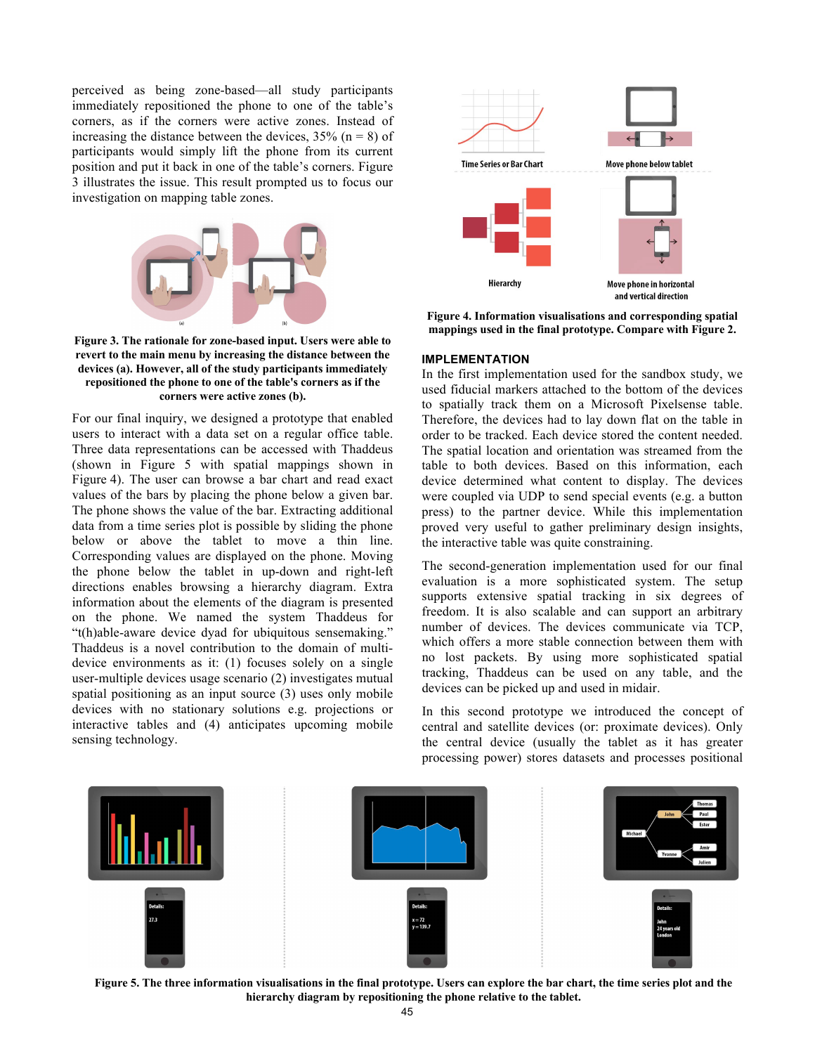perceived as being zone-based—all study participants immediately repositioned the phone to one of the table's corners, as if the corners were active zones. Instead of increasing the distance between the devices, 35% (n = 8) of participants would simply lift the phone from its current position and put it back in one of the table's corners. Figure 3 illustrates the issue. This result prompted us to focus our investigation on mapping table zones.

**Figure 3. The rationale for zone-based input. Users were able to revert to the main menu by increasing the distance between the devices (a). However, all of the study participants immediately repositioned the phone to one of the table's corners as if the corners were active zones (b).**

For our final inquiry, we designed a prototype that enabled users to interact with a data set on a regular office table. Three data representations can be accessed with Thaddeus (shown in Figure 5 with spatial mappings shown in Figure 4). The user can browse a bar chart and read exact values of the bars by placing the phone below a given bar. The phone shows the value of the bar. Extracting additional data from a time series plot is possible by sliding the phone below or above the tablet to move a thin line. Corresponding values are displayed on the phone. Moving the phone below the tablet in up-down and right-left directions enables browsing a hierarchy diagram. Extra information about the elements of the diagram is presented on the phone. We named the system Thaddeus for "t(h)able-aware device dyad for ubiquitous sensemaking." Thaddeus is a novel contribution to the domain of multi-device environments as it: (1) focuses solely on a single user-multiple devices usage scenario (2) investigates mutual spatial positioning as an input source (3) uses only mobile devices with no stationary solutions e.g. projections or interactive tables and (4) anticipates upcoming mobile sensing technology.

**Figure 4. Information visualisations and corresponding spatial mappings used in the final prototype. Compare with Figure 2.**

## IMPLEMENTATION

In the first implementation used for the sandbox study, we used fiducial markers attached to the bottom of the devices to spatially track them on a Microsoft Pixelsense table. Therefore, the devices had to lay down flat on the table in order to be tracked. Each device stored the content needed. The spatial location and orientation was streamed from the table to both devices. Based on this information, each device determined what content to display. The devices were coupled via UDP to send special events (e.g. a button press) to the partner device. While this implementation proved very useful to gather preliminary design insights, the interactive table was quite constraining.

The second-generation implementation used for our final evaluation is a more sophisticated system. The setup supports extensive spatial tracking in six degrees of freedom. It is also scalable and can support an arbitrary number of devices. The devices communicate via TCP, which offers a more stable connection between them with no lost packets. By using more sophisticated spatial tracking, Thaddeus can be used on any table, and the devices can be picked up and used in midair.

In this second prototype we introduced the concept of central and satellite devices (or: proximate devices). Only the central device (usually the tablet as it has greater processing power) stores datasets and processes positional

**Figure 5. The three information visualisations in the final prototype. Users can explore the bar chart, the time series plot and the hierarchy diagram by repositioning the phone relative to the tablet.**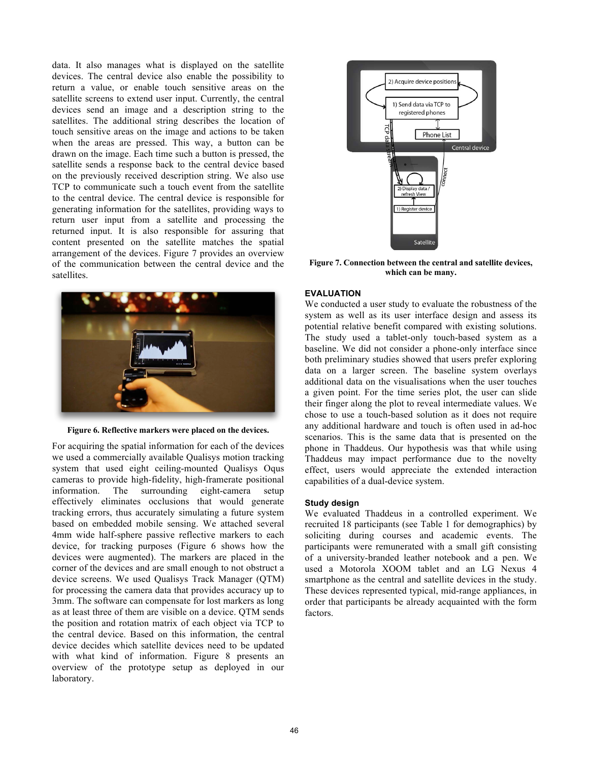data. It also manages what is displayed on the satellite devices. The central device also enable the possibility to return a value, or enable touch sensitive areas on the satellite screens to extend user input. Currently, the central devices send an image and a description string to the satellites. The additional string describes the location of touch sensitive areas on the image and actions to be taken when the areas are pressed. This way, a button can be drawn on the image. Each time such a button is pressed, the satellite sends a response back to the central device based on the previously received description string. We also use TCP to communicate such a touch event from the satellite to the central device. The central device is responsible for generating information for the satellites, providing ways to return user input from a satellite and processing the returned input. It is also responsible for assuring that content presented on the satellite matches the spatial arrangement of the devices. Figure 7 provides an overview of the communication between the central device and the satellites.

**Figure 6. Reflective markers were placed on the devices.**

For acquiring the spatial information for each of the devices we used a commercially available Qualisys motion tracking system that used eight ceiling-mounted Qualisys Oqus cameras to provide high-fidelity, high-framerate positional information. The surrounding eight-camera setup effectively eliminates occlusions that would generate tracking errors, thus accurately simulating a future system based on embedded mobile sensing. We attached several 4mm wide half-sphere passive reflective markers to each device, for tracking purposes (Figure 6 shows how the devices were augmented). The markers are placed in the corner of the devices and are small enough to not obstruct a device screens. We used Qualisys Track Manager (QTM) for processing the camera data that provides accuracy up to 3mm. The software can compensate for lost markers as long as at least three of them are visible on a device. QTM sends the position and rotation matrix of each object via TCP to the central device. Based on this information, the central device decides which satellite devices need to be updated with what kind of information. Figure 8 presents an overview of the prototype setup as deployed in our laboratory.

**Figure 7. Connection between the central and satellite devices, which can be many.**

## EVALUATION

We conducted a user study to evaluate the robustness of the system as well as its user interface design and assess its potential relative benefit compared with existing solutions. The study used a tablet-only touch-based system as a baseline. We did not consider a phone-only interface since both preliminary studies showed that users prefer exploring data on a larger screen. The baseline system overlays additional data on the visualisations when the user touches a given point. For the time series plot, the user can slide their finger along the plot to reveal intermediate values. We chose to use a touch-based solution as it does not require any additional hardware and touch is often used in ad-hoc scenarios. This is the same data that is presented on the phone in Thaddeus. Our hypothesis was that while using Thaddeus may impact performance due to the novelty effect, users would appreciate the extended interaction capabilities of a dual-device system.

### Study design

We evaluated Thaddeus in a controlled experiment. We recruited 18 participants (see Table 1 for demographics) by soliciting during courses and academic events. The participants were remunerated with a small gift consisting of a university-branded leather notebook and a pen. We used a Motorola XOOM tablet and an LG Nexus 4 smartphone as the central and satellite devices in the study. These devices represented typical, mid-range appliances, in order that participants be already acquainted with the form factors.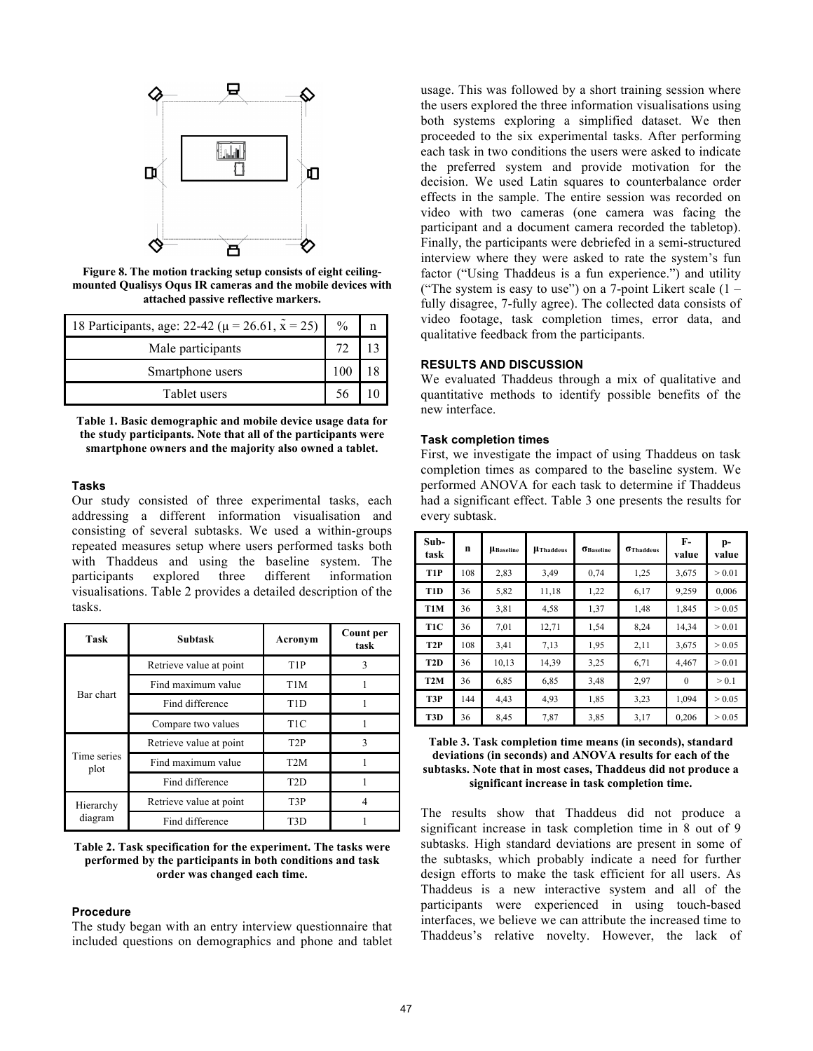Figure 8. The motion tracking setup consists of eight ceiling-mounted Qualisys Oqus IR cameras and the mobile devices with attached passive reflective markers.

| 18 Participants, age: 22-42 ($\mu$ = 26.61, $\tilde{x}$ = 25) | % | n |
|---|---|---|
| Male participants | 72 | 13 |
| Smartphone users | 100 | 18 |
| Tablet users | 56 | 10 |

**Table 1. Basic demographic and mobile device usage data for the study participants. Note that all of the participants were smartphone owners and the majority also owned a tablet.**

### Tasks

Our study consisted of three experimental tasks, each addressing a different information visualisation and consisting of several subtasks. We used a within-groups repeated measures setup where users performed tasks both with Thaddeus and using the baseline system. The participants explored three different information visualisations. Table 2 provides a detailed description of the tasks.

| Task | Subtask | Acronym | Count per task |
|---|---|---|---|
| Bar chart | Retrieve value at point | T1P | 3 |
| | Find maximum value | T1M | 1 |
| | Find difference | T1D | 1 |
| | Compare two values | T1C | 1 |
| Time series plot | Retrieve value at point | T2P | 3 |
| | Find maximum value | T2M | 1 |
| | Find difference | T2D | 1 |
| Hierarchy diagram | Retrieve value at point | T3P | 4 |
| | Find difference | T3D | 1 |

**Table 2. Task specification for the experiment. The tasks were performed by the participants in both conditions and task order was changed each time.**

### Procedure

The study began with an entry interview questionnaire that included questions on demographics and phone and tablet usage. This was followed by a short training session where the users explored the three information visualisations using both systems exploring a simplified dataset. We then proceeded to the six experimental tasks. After performing each task in two conditions the users were asked to indicate the preferred system and provide motivation for the decision. We used Latin squares to counterbalance order effects in the sample. The entire session was recorded on video with two cameras (one camera was facing the participant and a document camera recorded the tabletop). Finally, the participants were debriefed in a semi-structured interview where they were asked to rate the system's fun factor ("Using Thaddeus is a fun experience.") and utility ("The system is easy to use") on a 7-point Likert scale (1 – fully disagree, 7-fully agree). The collected data consists of video footage, task completion times, error data, and qualitative feedback from the participants.

## RESULTS AND DISCUSSION

We evaluated Thaddeus through a mix of qualitative and quantitative methods to identify possible benefits of the new interface.

### Task completion times

First, we investigate the impact of using Thaddeus on task completion times as compared to the baseline system. We performed ANOVA for each task to determine if Thaddeus had a significant effect. Table 3 one presents the results for every subtask.

| Sub-task | n | $\mu_{Baseline}$ | $\mu_{Thaddeus}$ | $\sigma_{Baseline}$ | $\sigma_{Thaddeus}$ | F-value | p-value |
|---|---|---|---|---|---|---|---|
| T1P | 108 | 2,83 | 3,49 | 0,74 | 1,25 | 3,675 | > 0.01 |
| T1D | 36 | 5,82 | 11,18 | 1,22 | 6,17 | 9,259 | 0,006 |
| T1M | 36 | 3,81 | 4,58 | 1,37 | 1,48 | 1,845 | > 0.05 |
| T1C | 36 | 7,01 | 12,71 | 1,54 | 8,24 | 14,34 | > 0.01 |
| T2P | 108 | 3,41 | 7,13 | 1,95 | 2,11 | 3,675 | > 0.05 |
| T2D | 36 | 10,13 | 14,39 | 3,25 | 6,71 | 4,467 | > 0.01 |
| T2M | 36 | 6,85 | 6,85 | 3,48 | 2,97 | 0 | > 0.1 |
| T3P | 144 | 4,43 | 4,93 | 1,85 | 3,23 | 1,094 | > 0.05 |
| T3D | 36 | 8,45 | 7,87 | 3,85 | 3,17 | 0,206 | > 0.05 |

**Table 3. Task completion time means (in seconds), standard deviations (in seconds) and ANOVA results for each of the subtasks. Note that in most cases, Thaddeus did not produce a significant increase in task completion time.**

The results show that Thaddeus did not produce a significant increase in task completion time in 8 out of 9 subtasks. High standard deviations are present in some of the subtasks, which probably indicate a need for further design efforts to make the task efficient for all users. As Thaddeus is a new interactive system and all of the participants were experienced in using touch-based interfaces, we believe we can attribute the increased time to Thaddeus's relative novelty. However, the lack of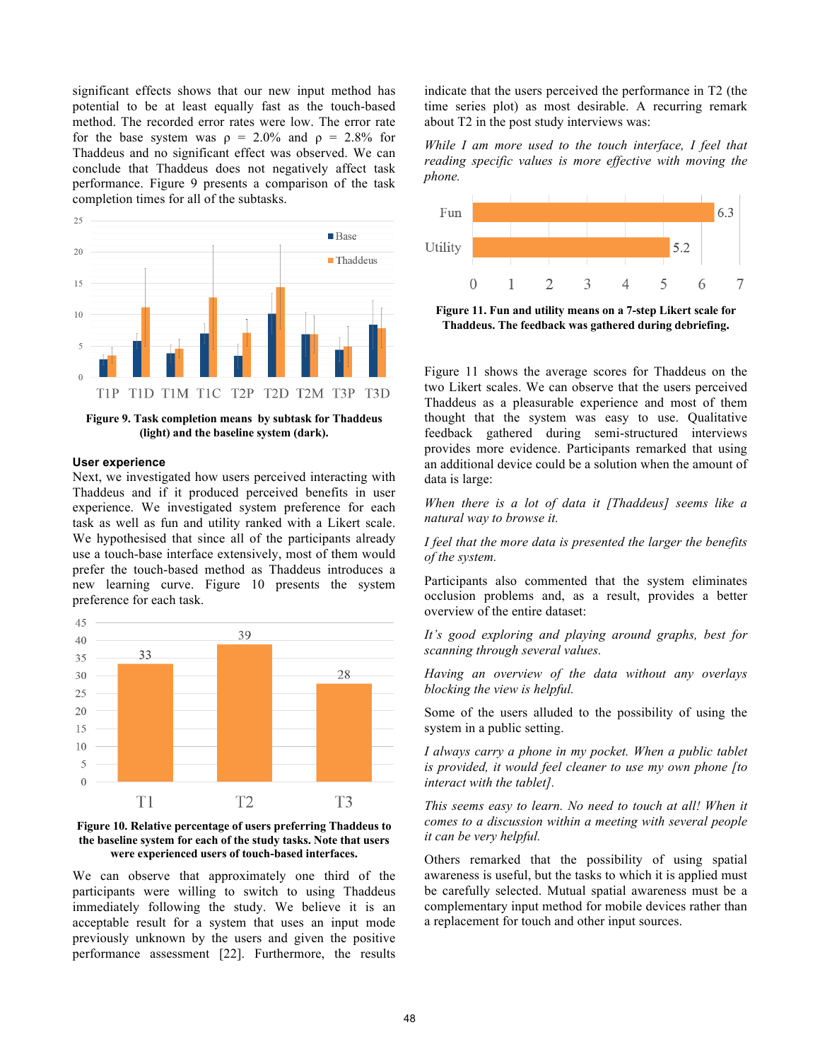significant effects shows that our new input method has potential to be at least equally fast as the touch-based method. The recorded error rates were low. The error rate for the base system was $\rho$ = 2.0% and $\rho$ = 2.8% for Thaddeus and no significant effect was observed. We can conclude that Thaddeus does not negatively affect task performance. Figure 9 presents a comparison of the task completion times for all of the subtasks.

**Figure 9. Task completion means by subtask for Thaddeus (light) and the baseline system (dark).**

### User experience

Next, we investigated how users perceived interacting with Thaddeus and if it produced perceived benefits in user experience. We investigated system preference for each task as well as fun and utility ranked with a Likert scale. We hypothesised that since all of the participants already use a touch-base interface extensively, most of them would prefer the touch-based method as Thaddeus introduces a new learning curve. Figure 10 presents the system preference for each task.

**Figure 10. Relative percentage of users preferring Thaddeus to the baseline system for each of the study tasks. Note that users were experienced users of touch-based interfaces.**

We can observe that approximately one third of the participants were willing to switch to using Thaddeus immediately following the study. We believe it is an acceptable result for a system that uses an input mode previously unknown by the users and given the positive performance assessment [22]. Furthermore, the results indicate that the users perceived the performance in T2 (the time series plot) as most desirable. A recurring remark about T2 in the post study interviews was:

*While I am more used to the touch interface, I feel that reading specific values is more effective with moving the phone.*

**Figure 11. Fun and utility means on a 7-step Likert scale for Thaddeus. The feedback was gathered during debriefing.**

Figure 11 shows the average scores for Thaddeus on the two Likert scales. We can observe that the users perceived Thaddeus as a pleasurable experience and most of them thought that the system was easy to use. Qualitative feedback gathered during semi-structured interviews provides more evidence. Participants remarked that using an additional device could be a solution when the amount of data is large:

*When there is a lot of data it [Thaddeus] seems like a natural way to browse it.*

*I feel that the more data is presented the larger the benefits of the system.*

Participants also commented that the system eliminates occlusion problems and, as a result, provides a better overview of the entire dataset:

*It's good exploring and playing around graphs, best for scanning through several values.*

*Having an overview of the data without any overlays blocking the view is helpful.*

Some of the users alluded to the possibility of using the system in a public setting.

*I always carry a phone in my pocket. When a public tablet is provided, it would feel cleaner to use my own phone [to interact with the tablet].*

*This seems easy to learn. No need to touch at all! When it comes to a discussion within a meeting with several people it can be very helpful.*

Others remarked that the possibility of using spatial awareness is useful, but the tasks to which it is applied must be carefully selected. Mutual spatial awareness must be a complementary input method for mobile devices rather than a replacement for touch and other input sources.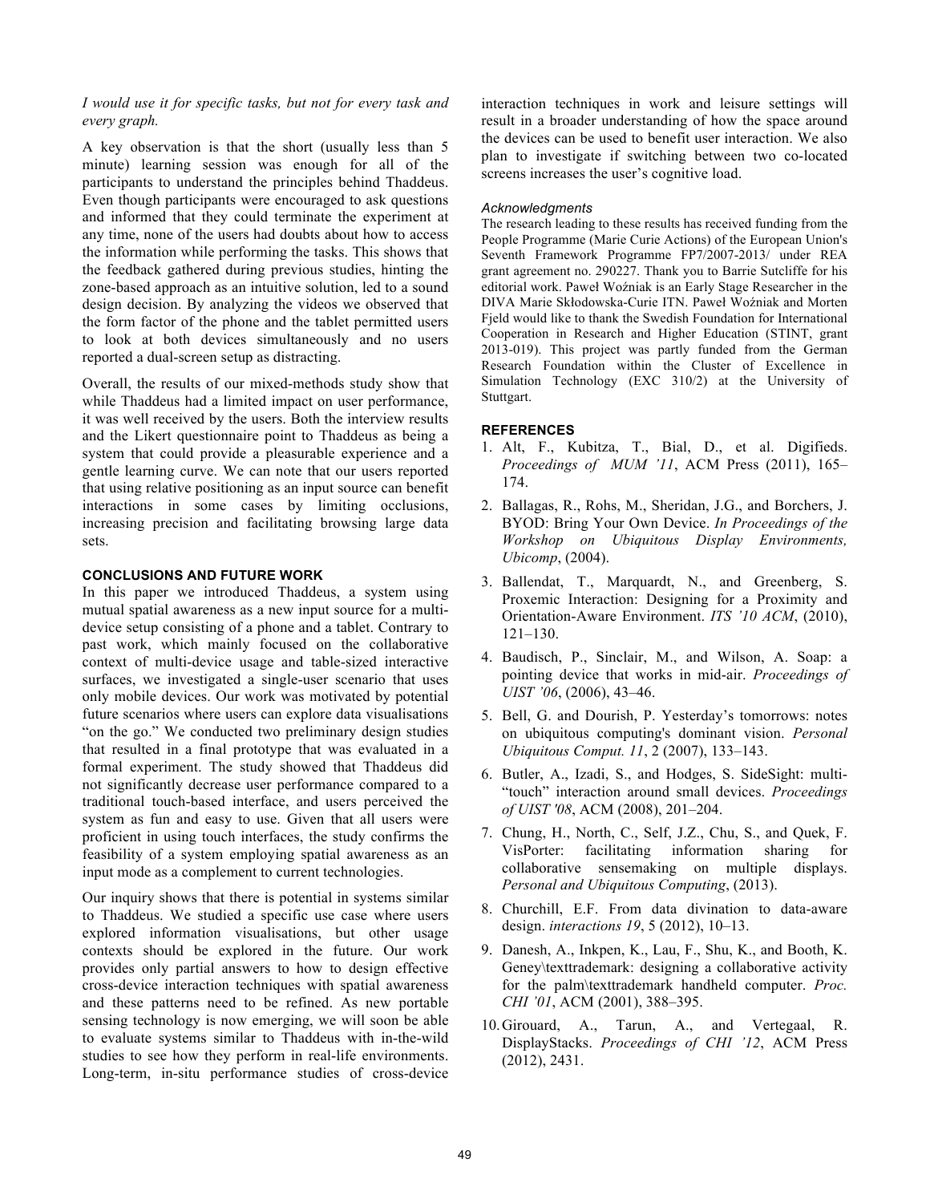*I would use it for specific tasks, but not for every task and every graph.*

A key observation is that the short (usually less than 5 minute) learning session was enough for all of the participants to understand the principles behind Thaddeus. Even though participants were encouraged to ask questions and informed that they could terminate the experiment at any time, none of the users had doubts about how to access the information while performing the tasks. This shows that the feedback gathered during previous studies, hinting the zone-based approach as an intuitive solution, led to a sound design decision. By analyzing the videos we observed that the form factor of the phone and the tablet permitted users to look at both devices simultaneously and no users reported a dual-screen setup as distracting.

Overall, the results of our mixed-methods study show that while Thaddeus had a limited impact on user performance, it was well received by the users. Both the interview results and the Likert questionnaire point to Thaddeus as being a system that could provide a pleasurable experience and a gentle learning curve. We can note that our users reported that using relative positioning as an input source can benefit interactions in some cases by limiting occlusions, increasing precision and facilitating browsing large data sets.

## CONCLUSIONS AND FUTURE WORK

In this paper we introduced Thaddeus, a system using mutual spatial awareness as a new input source for a multi-device setup consisting of a phone and a tablet. Contrary to past work, which mainly focused on the collaborative context of multi-device usage and table-sized interactive surfaces, we investigated a single-user scenario that uses only mobile devices. Our work was motivated by potential future scenarios where users can explore data visualisations "on the go." We conducted two preliminary design studies that resulted in a final prototype that was evaluated in a formal experiment. The study showed that Thaddeus did not significantly decrease user performance compared to a traditional touch-based interface, and users perceived the system as fun and easy to use. Given that all users were proficient in using touch interfaces, the study confirms the feasibility of a system employing spatial awareness as an input mode as a complement to current technologies.

Our inquiry shows that there is potential in systems similar to Thaddeus. We studied a specific use case where users explored information visualisations, but other usage contexts should be explored in the future. Our work provides only partial answers to how to design effective cross-device interaction techniques with spatial awareness and these patterns need to be refined. As new portable sensing technology is now emerging, we will soon be able to evaluate systems similar to Thaddeus with in-the-wild studies to see how they perform in real-life environments. Long-term, in-situ performance studies of cross-device interaction techniques in work and leisure settings will result in a broader understanding of how the space around the devices can be used to benefit user interaction. We also plan to investigate if switching between two co-located screens increases the user's cognitive load.

### *Acknowledgments*

The research leading to these results has received funding from the People Programme (Marie Curie Actions) of the European Union's Seventh Framework Programme FP7/2007-2013/ under REA grant agreement no. 290227. Thank you to Barrie Sutcliffe for his editorial work. Paweł Woźniak is an Early Stage Researcher in the DIVA Marie Skłodowska-Curie ITN. Paweł Woźniak and Morten Fjeld would like to thank the Swedish Foundation for International Cooperation in Research and Higher Education (STINT, grant 2013-019). This project was partly funded from the German Research Foundation within the Cluster of Excellence in Simulation Technology (EXC 310/2) at the University of Stuttgart.

## REFERENCES

1. Alt, F., Kubitza, T., Bial, D., et al. Digifieds. *Proceedings of MUM '11*, ACM Press (2011), 165–174.
2. Ballagas, R., Rohs, M., Sheridan, J.G., and Borchers, J. BYOD: Bring Your Own Device. *In Proceedings of the Workshop on Ubiquitous Display Environments, Ubicomp*, (2004).
3. Ballendat, T., Marquardt, N., and Greenberg, S. Proxemic Interaction: Designing for a Proximity and Orientation-Aware Environment. *ITS '10 ACM*, (2010), 121–130.
4. Baudisch, P., Sinclair, M., and Wilson, A. Soap: a pointing device that works in mid-air. *Proceedings of UIST '06*, (2006), 43–46.
5. Bell, G. and Dourish, P. Yesterday's tomorrows: notes on ubiquitous computing's dominant vision. *Personal Ubiquitous Comput. 11*, 2 (2007), 133–143.
6. Butler, A., Izadi, S., and Hodges, S. SideSight: multi-"touch" interaction around small devices. *Proceedings of UIST '08*, ACM (2008), 201–204.
7. Chung, H., North, C., Self, J.Z., Chu, S., and Quek, F. VisPorter: facilitating information sharing for collaborative sensemaking on multiple displays. *Personal and Ubiquitous Computing*, (2013).
8. Churchill, E.F. From data divination to data-aware design. *interactions 19*, 5 (2012), 10–13.
9. Danesh, A., Inkpen, K., Lau, F., Shu, K., and Booth, K. Geney\texttrademark: designing a collaborative activity for the palm\texttrademark handheld computer. *Proc. CHI '01*, ACM (2001), 388–395.
10. Girouard, A., Tarun, A., and Vertegaal, R. DisplayStacks. *Proceedings of CHI '12*, ACM Press (2012), 2431.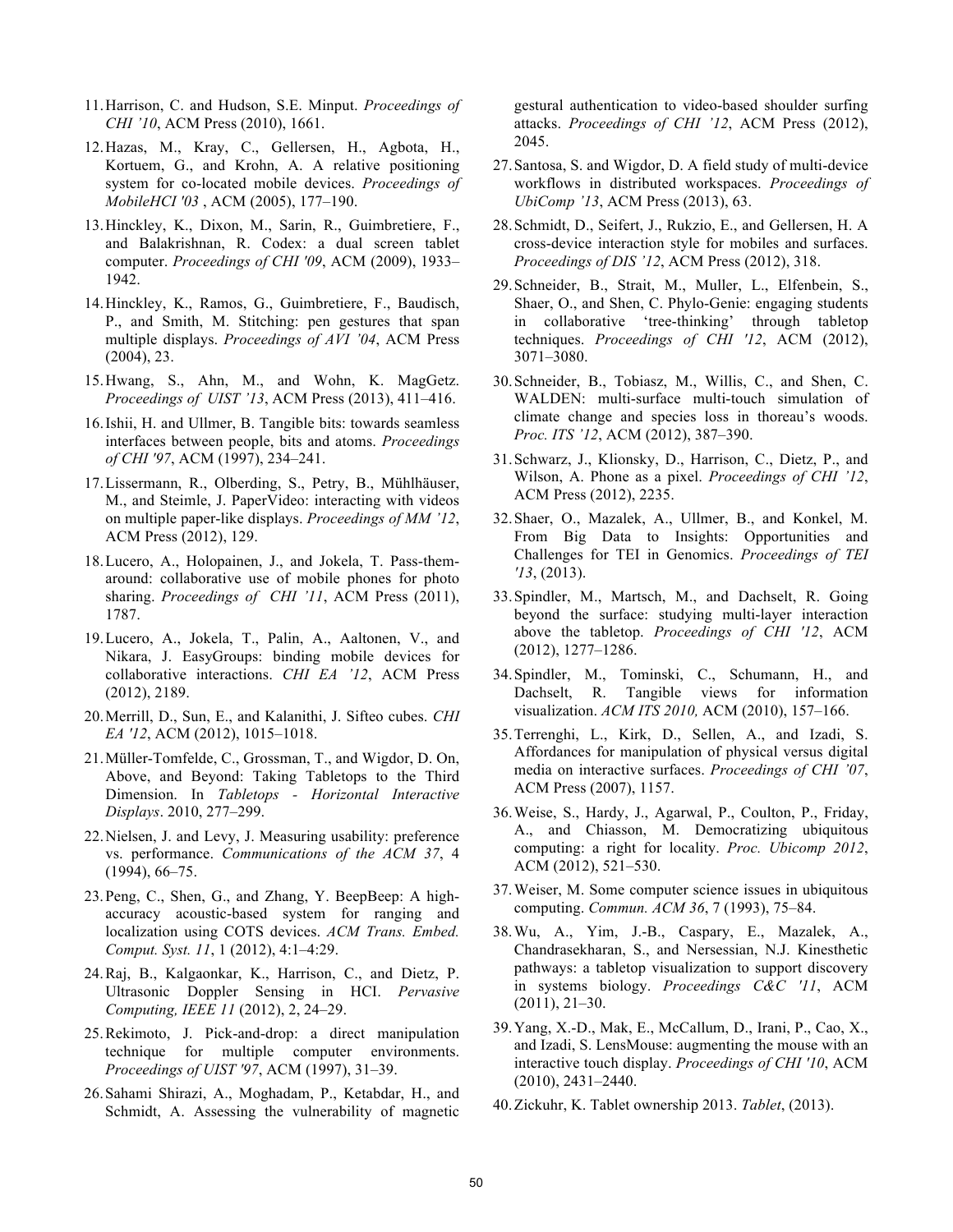11. Harrison, C. and Hudson, S.E. Minput. *Proceedings of CHI '10*, ACM Press (2010), 1661.
12. Hazas, M., Kray, C., Gellersen, H., Agbota, H., Kortuem, G., and Krohn, A. A relative positioning system for co-located mobile devices. *Proceedings of MobileHCI '03* , ACM (2005), 177–190.
13. Hinckley, K., Dixon, M., Sarin, R., Guimbretiere, F., and Balakrishnan, R. Codex: a dual screen tablet computer. *Proceedings of CHI '09*, ACM (2009), 1933–1942.
14. Hinckley, K., Ramos, G., Guimbretiere, F., Baudisch, P., and Smith, M. Stitching: pen gestures that span multiple displays. *Proceedings of AVI '04*, ACM Press (2004), 23.
15. Hwang, S., Ahn, M., and Wohn, K. MagGetz. *Proceedings of UIST '13*, ACM Press (2013), 411–416.
16. Ishii, H. and Ullmer, B. Tangible bits: towards seamless interfaces between people, bits and atoms. *Proceedings of CHI '97*, ACM (1997), 234–241.
17. Lissermann, R., Olberding, S., Petry, B., Mühlhäuser, M., and Steimle, J. PaperVideo: interacting with videos on multiple paper-like displays. *Proceedings of MM '12*, ACM Press (2012), 129.
18. Lucero, A., Holopainen, J., and Jokela, T. Pass-them-around: collaborative use of mobile phones for photo sharing. *Proceedings of CHI '11*, ACM Press (2011), 1787.
19. Lucero, A., Jokela, T., Palin, A., Aaltonen, V., and Nikara, J. EasyGroups: binding mobile devices for collaborative interactions. *CHI EA '12*, ACM Press (2012), 2189.
20. Merrill, D., Sun, E., and Kalanithi, J. Sifteo cubes. *CHI EA '12*, ACM (2012), 1015–1018.
21. Müller-Tomfelde, C., Grossman, T., and Wigdor, D. On, Above, and Beyond: Taking Tabletops to the Third Dimension. In *Tabletops - Horizontal Interactive Displays*. 2010, 277–299.
22. Nielsen, J. and Levy, J. Measuring usability: preference vs. performance. *Communications of the ACM 37*, 4 (1994), 66–75.
23. Peng, C., Shen, G., and Zhang, Y. BeepBeep: A high-accuracy acoustic-based system for ranging and localization using COTS devices. *ACM Trans. Embed. Comput. Syst. 11*, 1 (2012), 4:1–4:29.
24. Raj, B., Kalgaonkar, K., Harrison, C., and Dietz, P. Ultrasonic Doppler Sensing in HCI. *Pervasive Computing, IEEE 11* (2012), 2, 24–29.
25. Rekimoto, J. Pick-and-drop: a direct manipulation technique for multiple computer environments. *Proceedings of UIST '97*, ACM (1997), 31–39.
26. Sahami Shirazi, A., Moghadam, P., Ketabdar, H., and Schmidt, A. Assessing the vulnerability of magnetic gestural authentication to video-based shoulder surfing attacks. *Proceedings of CHI '12*, ACM Press (2012), 2045.
27. Santosa, S. and Wigdor, D. A field study of multi-device workflows in distributed workspaces. *Proceedings of UbiComp '13*, ACM Press (2013), 63.
28. Schmidt, D., Seifert, J., Rukzio, E., and Gellersen, H. A cross-device interaction style for mobiles and surfaces. *Proceedings of DIS '12*, ACM Press (2012), 318.
29. Schneider, B., Strait, M., Muller, L., Elfenbein, S., Shaer, O., and Shen, C. Phylo-Genie: engaging students in collaborative 'tree-thinking' through tabletop techniques. *Proceedings of CHI '12*, ACM (2012), 3071–3080.
30. Schneider, B., Tobiasz, M., Willis, C., and Shen, C. WALDEN: multi-surface multi-touch simulation of climate change and species loss in thoreau's woods. *Proc. ITS '12*, ACM (2012), 387–390.
31. Schwarz, J., Klionsky, D., Harrison, C., Dietz, P., and Wilson, A. Phone as a pixel. *Proceedings of CHI '12*, ACM Press (2012), 2235.
32. Shaer, O., Mazalek, A., Ullmer, B., and Konkel, M. From Big Data to Insights: Opportunities and Challenges for TEI in Genomics. *Proceedings of TEI '13*, (2013).
33. Spindler, M., Martsch, M., and Dachselt, R. Going beyond the surface: studying multi-layer interaction above the tabletop. *Proceedings of CHI '12*, ACM (2012), 1277–1286.
34. Spindler, M., Tominski, C., Schumann, H., and Dachselt, R. Tangible views for information visualization. *ACM ITS 2010,* ACM (2010), 157–166.
35. Terrenghi, L., Kirk, D., Sellen, A., and Izadi, S. Affordances for manipulation of physical versus digital media on interactive surfaces. *Proceedings of CHI '07*, ACM Press (2007), 1157.
36. Weise, S., Hardy, J., Agarwal, P., Coulton, P., Friday, A., and Chiasson, M. Democratizing ubiquitous computing: a right for locality. *Proc. Ubicomp 2012*, ACM (2012), 521–530.
37. Weiser, M. Some computer science issues in ubiquitous computing. *Commun. ACM 36*, 7 (1993), 75–84.
38. Wu, A., Yim, J.-B., Caspary, E., Mazalek, A., Chandrasekharan, S., and Nersessian, N.J. Kinesthetic pathways: a tabletop visualization to support discovery in systems biology. *Proceedings C&C '11*, ACM (2011), 21–30.
39. Yang, X.-D., Mak, E., McCallum, D., Irani, P., Cao, X., and Izadi, S. LensMouse: augmenting the mouse with an interactive touch display. *Proceedings of CHI '10*, ACM (2010), 2431–2440.
40. Zickuhr, K. Tablet ownership 2013. *Tablet*, (2013).